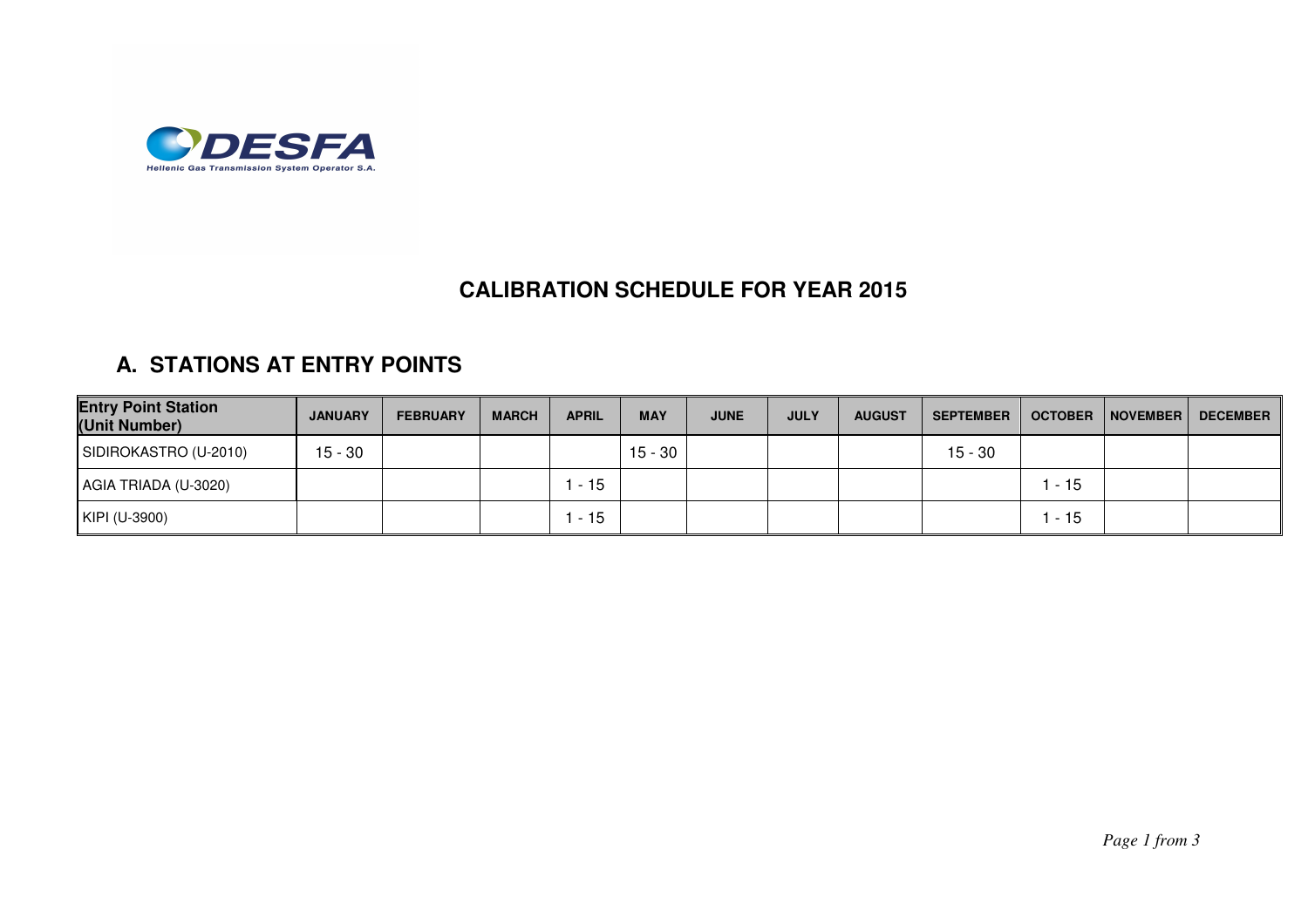# CALIBRATION SCHEDULE FOR YEAR 2015

## A. STATIONS AT ENTRY POINTS

| Entry Point Station (Unit Number) | JANUARY | FEBRUARY | MARCH | APRIL | MAY | JUNE | JULY | AUGUST | SEPTEMBER | OCTOBER | NOVEMBER | DECEMBER |
|---|---|---|---|---|---|---|---|---|---|---|---|---|
| SIDIROKASTRO (U-2010) | 15 - 30 | | | | 15 - 30 | | | | 15 - 30 | | | |
| AGIA TRIADA (U-3020) | | | | 1 - 15 | | | | | | 1 - 15 | | |
| KIPI (U-3900) | | | | 1 - 15 | | | | | | 1 - 15 | | |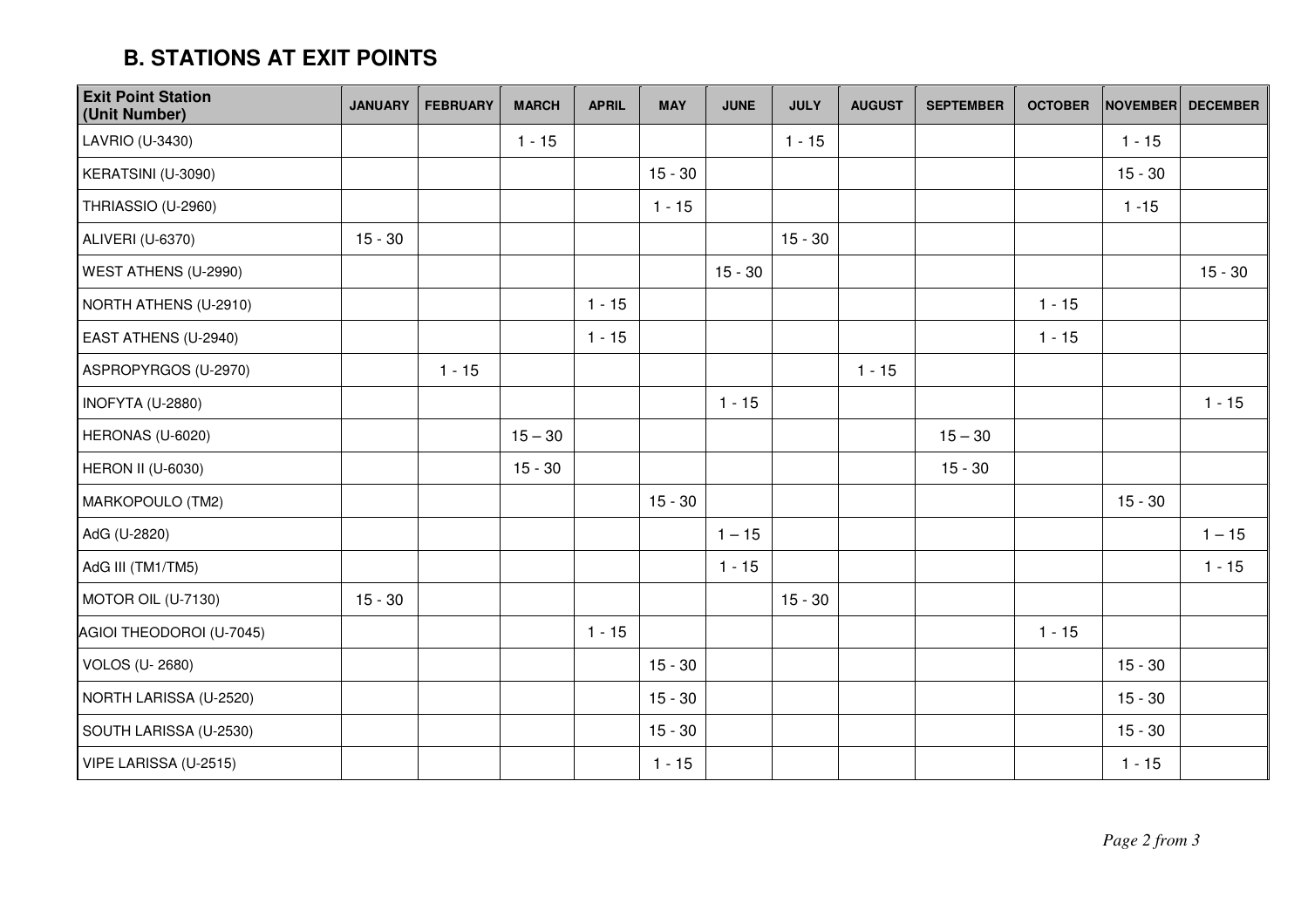## B. STATIONS AT EXIT POINTS

| Exit Point Station (Unit Number) | JANUARY | FEBRUARY | MARCH | APRIL | MAY | JUNE | JULY | AUGUST | SEPTEMBER | OCTOBER | NOVEMBER | DECEMBER |
|---|---|---|---|---|---|---|---|---|---|---|---|---|
| LAVRIO (U-3430) | | | 1 - 15 | | | | 1 - 15 | | | | 1 - 15 | |
| KERATSINI (U-3090) | | | | | 15 - 30 | | | | | | 15 - 30 | |
| THRIASSIO (U-2960) | | | | | 1 - 15 | | | | | | 1 -15 | |
| ALIVERI (U-6370) | 15 - 30 | | | | | | 15 - 30 | | | | | |
| WEST ATHENS (U-2990) | | | | | | 15 - 30 | | | | | | 15 - 30 |
| NORTH ATHENS (U-2910) | | | | 1 - 15 | | | | | | 1 - 15 | | |
| EAST ATHENS (U-2940) | | | | 1 - 15 | | | | | | 1 - 15 | | |
| ASPROPYRGOS (U-2970) | | 1 - 15 | | | | | | 1 - 15 | | | | |
| INOFYTA (U-2880) | | | | | | 1 - 15 | | | | | | 1 - 15 |
| HERONAS (U-6020) | | | 15 – 30 | | | | | | 15 – 30 | | | |
| HERON II (U-6030) | | | 15 - 30 | | | | | | 15 - 30 | | | |
| MARKOPOULO (TM2) | | | | | 15 - 30 | | | | | | 15 - 30 | |
| AdG (U-2820) | | | | | | 1 – 15 | | | | | | 1 – 15 |
| AdG III (TM1/TM5) | | | | | | 1 - 15 | | | | | | 1 - 15 |
| MOTOR OIL (U-7130) | 15 - 30 | | | | | | 15 - 30 | | | | | |
| AGIOI THEODOROI (U-7045) | | | | 1 - 15 | | | | | | 1 - 15 | | |
| VOLOS (U- 2680) | | | | | 15 - 30 | | | | | | 15 - 30 | |
| NORTH LARISSA (U-2520) | | | | | 15 - 30 | | | | | | 15 - 30 | |
| SOUTH LARISSA (U-2530) | | | | | 15 - 30 | | | | | | 15 - 30 | |
| VIPE LARISSA (U-2515) | | | | | 1 - 15 | | | | | | 1 - 15 | |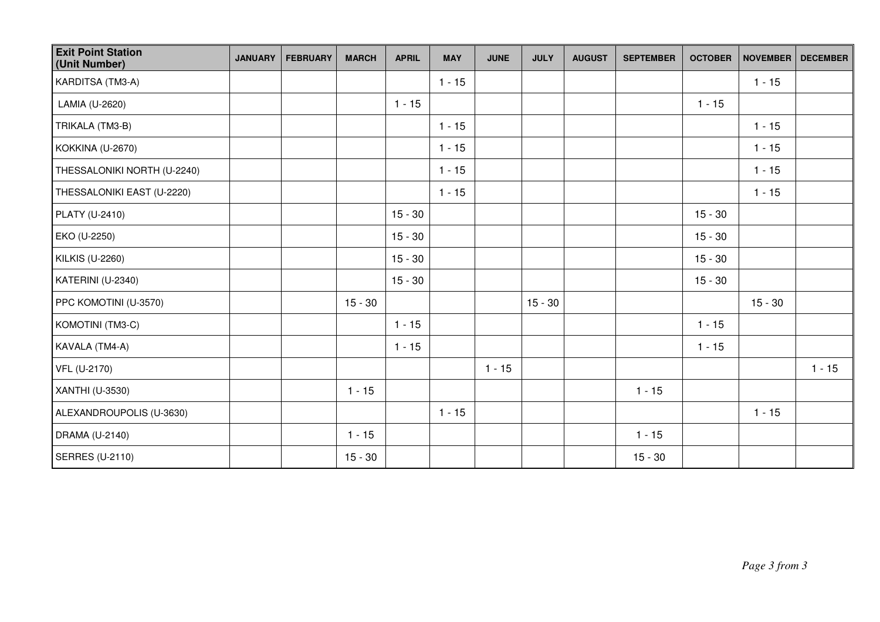| **Exit Point Station (Unit Number)** | **JANUARY** | **FEBRUARY** | **MARCH** | **APRIL** | **MAY** | **JUNE** | **JULY** | **AUGUST** | **SEPTEMBER** | **OCTOBER** | **NOVEMBER** | **DECEMBER** |
|---|---|---|---|---|---|---|---|---|---|---|---|---|
| KARDITSA (TM3-A) | | | | | 1 - 15 | | | | | | 1 - 15 | |
| LAMIA (U-2620) | | | | 1 - 15 | | | | | | 1 - 15 | | |
| TRIKALA (TM3-B) | | | | | 1 - 15 | | | | | | 1 - 15 | |
| KOKKINA (U-2670) | | | | | 1 - 15 | | | | | | 1 - 15 | |
| THESSALONIKI NORTH (U-2240) | | | | | 1 - 15 | | | | | | 1 - 15 | |
| THESSALONIKI EAST (U-2220) | | | | | 1 - 15 | | | | | | 1 - 15 | |
| PLATY (U-2410) | | | | 15 - 30 | | | | | | 15 - 30 | | |
| EKO (U-2250) | | | | 15 - 30 | | | | | | 15 - 30 | | |
| KILKIS (U-2260) | | | | 15 - 30 | | | | | | 15 - 30 | | |
| KATERINI (U-2340) | | | | 15 - 30 | | | | | | 15 - 30 | | |
| PPC KOMOTINI (U-3570) | | | 15 - 30 | | | | 15 - 30 | | | | 15 - 30 | |
| KOMOTINI (TM3-C) | | | | 1 - 15 | | | | | | 1 - 15 | | |
| KAVALA (TM4-A) | | | | 1 - 15 | | | | | | 1 - 15 | | |
| VFL (U-2170) | | | | | | 1 - 15 | | | | | | 1 - 15 |
| XANTHI (U-3530) | | | 1 - 15 | | | | | | 1 - 15 | | | |
| ALEXANDROUPOLIS (U-3630) | | | | | 1 - 15 | | | | | | 1 - 15 | |
| DRAMA (U-2140) | | | 1 - 15 | | | | | | 1 - 15 | | | |
| SERRES (U-2110) | | | 15 - 30 | | | | | | 15 - 30 | | | |